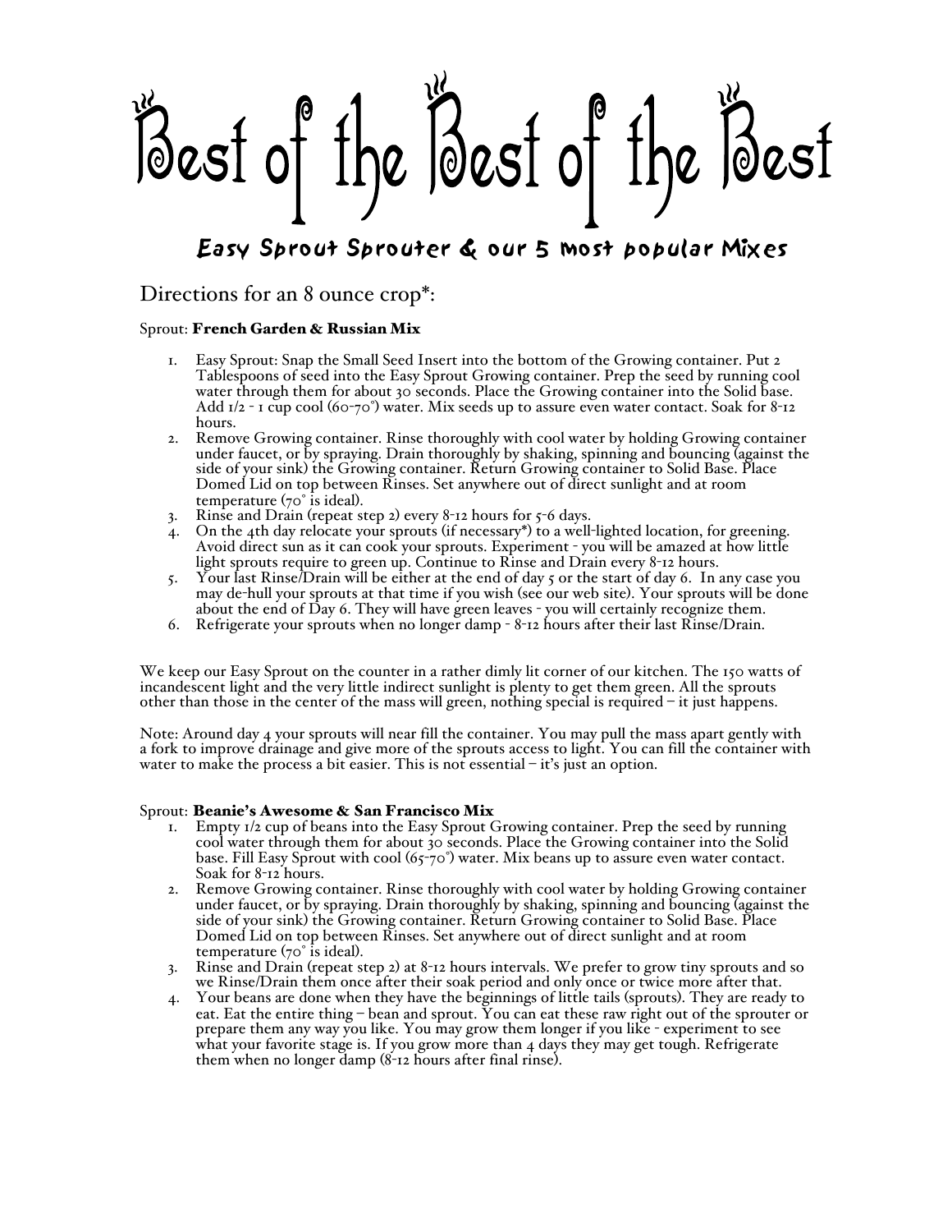# Best of the Best of the Best

## Easy Sprout Sprouter & our 5 most popular Mixes

### Directions for an 8 ounce crop*:

Sprout: **French Garden & Russian Mix**

1. Easy Sprout: Snap the Small Seed Insert into the bottom of the Growing container. Put 2 Tablespoons of seed into the Easy Sprout Growing container. Prep the seed by running cool water through them for about 30 seconds. Place the Growing container into the Solid base. Add 1/2 - 1 cup cool (60-70°) water. Mix seeds up to assure even water contact. Soak for 8-12 hours.
2. Remove Growing container. Rinse thoroughly with cool water by holding Growing container under faucet, or by spraying. Drain thoroughly by shaking, spinning and bouncing (against the side of your sink) the Growing container. Return Growing container to Solid Base. Place Domed Lid on top between Rinses. Set anywhere out of direct sunlight and at room temperature (70° is ideal).
3. Rinse and Drain (repeat step 2) every 8-12 hours for 5-6 days.
4. On the 4th day relocate your sprouts (if necessary*) to a well-lighted location, for greening. Avoid direct sun as it can cook your sprouts. Experiment - you will be amazed at how little light sprouts require to green up. Continue to Rinse and Drain every 8-12 hours.
5. Your last Rinse/Drain will be either at the end of day 5 or the start of day 6. In any case you may de-hull your sprouts at that time if you wish (see our web site). Your sprouts will be done about the end of Day 6. They will have green leaves - you will certainly recognize them.
6. Refrigerate your sprouts when no longer damp - 8-12 hours after their last Rinse/Drain.

We keep our Easy Sprout on the counter in a rather dimly lit corner of our kitchen. The 150 watts of incandescent light and the very little indirect sunlight is plenty to get them green. All the sprouts other than those in the center of the mass will green, nothing special is required – it just happens.

Note: Around day 4 your sprouts will near fill the container. You may pull the mass apart gently with a fork to improve drainage and give more of the sprouts access to light. You can fill the container with water to make the process a bit easier. This is not essential – it's just an option.

Sprout: **Beanie's Awesome & San Francisco Mix**

1. Empty 1/2 cup of beans into the Easy Sprout Growing container. Prep the seed by running cool water through them for about 30 seconds. Place the Growing container into the Solid base. Fill Easy Sprout with cool (65-70°) water. Mix beans up to assure even water contact. Soak for 8-12 hours.
2. Remove Growing container. Rinse thoroughly with cool water by holding Growing container under faucet, or by spraying. Drain thoroughly by shaking, spinning and bouncing (against the side of your sink) the Growing container. Return Growing container to Solid Base. Place Domed Lid on top between Rinses. Set anywhere out of direct sunlight and at room temperature (70° is ideal).
3. Rinse and Drain (repeat step 2) at 8-12 hours intervals. We prefer to grow tiny sprouts and so we Rinse/Drain them once after their soak period and only once or twice more after that.
4. Your beans are done when they have the beginnings of little tails (sprouts). They are ready to eat. Eat the entire thing – bean and sprout. You can eat these raw right out of the sprouter or prepare them any way you like. You may grow them longer if you like - experiment to see what your favorite stage is. If you grow more than 4 days they may get tough. Refrigerate them when no longer damp (8-12 hours after final rinse).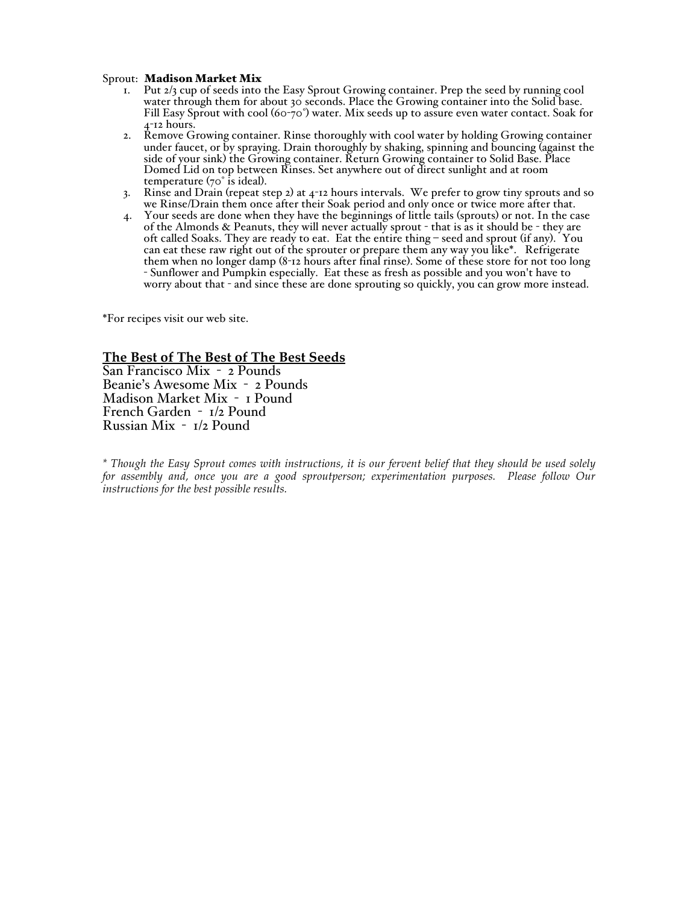Sprout: **Madison Market Mix**

1. Put 2/3 cup of seeds into the Easy Sprout Growing container. Prep the seed by running cool water through them for about 30 seconds. Place the Growing container into the Solid base. Fill Easy Sprout with cool (60-70°) water. Mix seeds up to assure even water contact. Soak for 4-12 hours.
2. Remove Growing container. Rinse thoroughly with cool water by holding Growing container under faucet, or by spraying. Drain thoroughly by shaking, spinning and bouncing (against the side of your sink) the Growing container. Return Growing container to Solid Base. Place Domed Lid on top between Rinses. Set anywhere out of direct sunlight and at room temperature (70° is ideal).
3. Rinse and Drain (repeat step 2) at 4-12 hours intervals. We prefer to grow tiny sprouts and so we Rinse/Drain them once after their Soak period and only once or twice more after that.
4. Your seeds are done when they have the beginnings of little tails (sprouts) or not. In the case of the Almonds & Peanuts, they will never actually sprout - that is as it should be - they are oft called Soaks. They are ready to eat. Eat the entire thing – seed and sprout (if any). You can eat these raw right out of the sprouter or prepare them any way you like*. Refrigerate them when no longer damp (8-12 hours after final rinse). Some of these store for not too long - Sunflower and Pumpkin especially. Eat these as fresh as possible and you won't have to worry about that - and since these are done sprouting so quickly, you can grow more instead.

*For recipes visit our web site.

## **The Best of The Best of The Best Seeds**

San Francisco Mix - 2 Pounds
Beanie's Awesome Mix - 2 Pounds
Madison Market Mix - 1 Pound
French Garden - 1/2 Pound
Russian Mix - 1/2 Pound

*\* Though the Easy Sprout comes with instructions, it is our fervent belief that they should be used solely for assembly and, once you are a good sproutperson; experimentation purposes. Please follow Our instructions for the best possible results.*